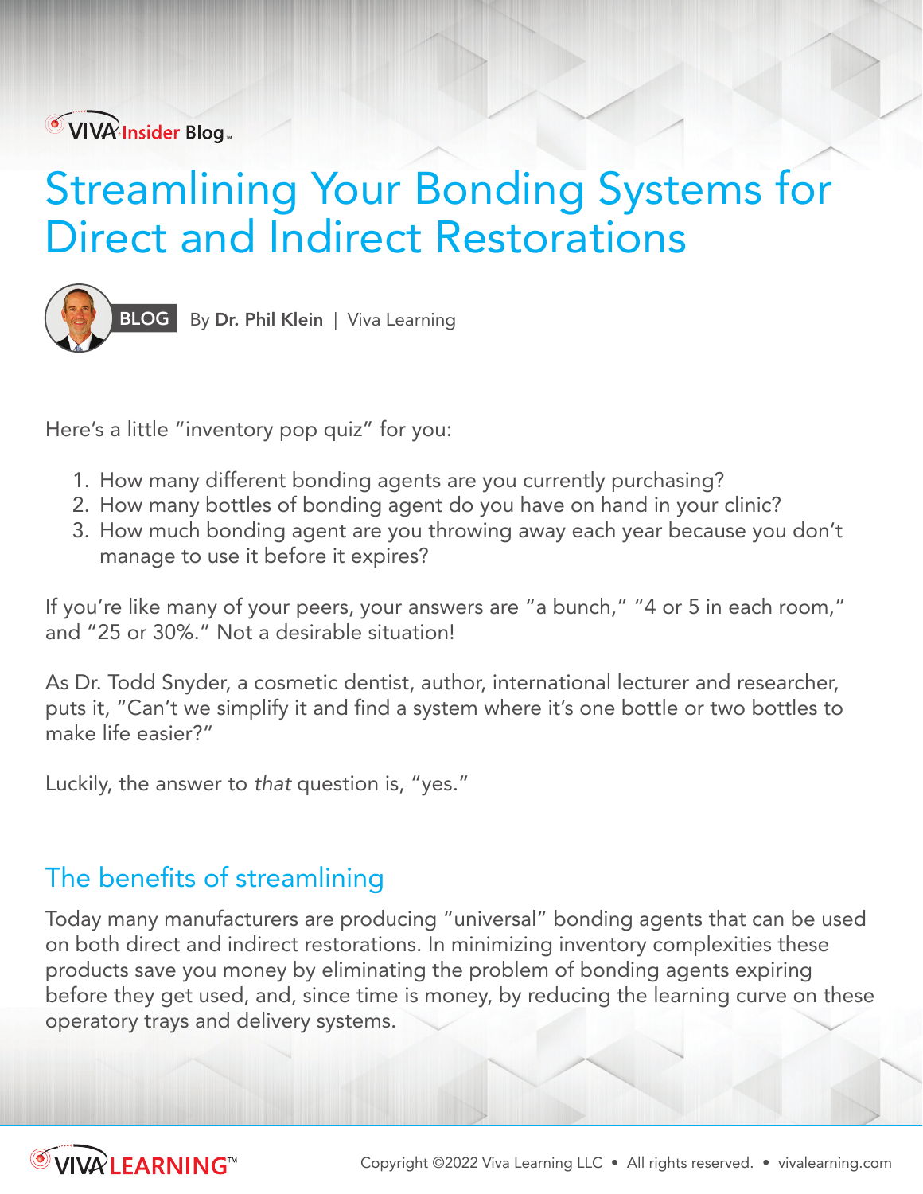VIVA Insider Blog

# Streamlining Your Bonding Systems for Direct and Indirect Restorations

BLOG By **Dr. Phil Klein** | Viva Learning

Here's a little "inventory pop quiz" for you:

1. How many different bonding agents are you currently purchasing?
2. How many bottles of bonding agent do you have on hand in your clinic?
3. How much bonding agent are you throwing away each year because you don't manage to use it before it expires?

If you're like many of your peers, your answers are "a bunch," "4 or 5 in each room," and "25 or 30%." Not a desirable situation!

As Dr. Todd Snyder, a cosmetic dentist, author, international lecturer and researcher, puts it, "Can't we simplify it and find a system where it's one bottle or two bottles to make life easier?"

Luckily, the answer to *that* question is, "yes."

## The benefits of streamlining

Today many manufacturers are producing "universal" bonding agents that can be used on both direct and indirect restorations. In minimizing inventory complexities these products save you money by eliminating the problem of bonding agents expiring before they get used, and, since time is money, by reducing the learning curve on these operatory trays and delivery systems.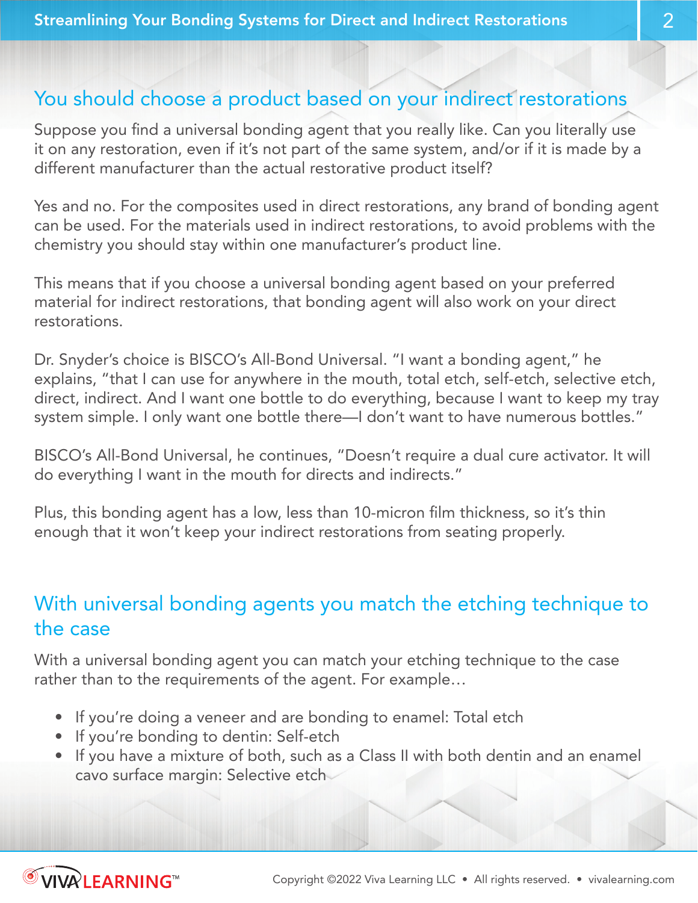## You should choose a product based on your indirect restorations

Suppose you find a universal bonding agent that you really like. Can you literally use it on any restoration, even if it's not part of the same system, and/or if it is made by a different manufacturer than the actual restorative product itself?

Yes and no. For the composites used in direct restorations, any brand of bonding agent can be used. For the materials used in indirect restorations, to avoid problems with the chemistry you should stay within one manufacturer's product line.

This means that if you choose a universal bonding agent based on your preferred material for indirect restorations, that bonding agent will also work on your direct restorations.

Dr. Snyder's choice is BISCO's All-Bond Universal. "I want a bonding agent," he explains, "that I can use for anywhere in the mouth, total etch, self-etch, selective etch, direct, indirect. And I want one bottle to do everything, because I want to keep my tray system simple. I only want one bottle there—I don't want to have numerous bottles."

BISCO's All-Bond Universal, he continues, "Doesn't require a dual cure activator. It will do everything I want in the mouth for directs and indirects."

Plus, this bonding agent has a low, less than 10-micron film thickness, so it's thin enough that it won't keep your indirect restorations from seating properly.

## With universal bonding agents you match the etching technique to the case

With a universal bonding agent you can match your etching technique to the case rather than to the requirements of the agent. For example…

- If you're doing a veneer and are bonding to enamel: Total etch
- If you're bonding to dentin: Self-etch
- If you have a mixture of both, such as a Class II with both dentin and an enamel cavo surface margin: Selective etch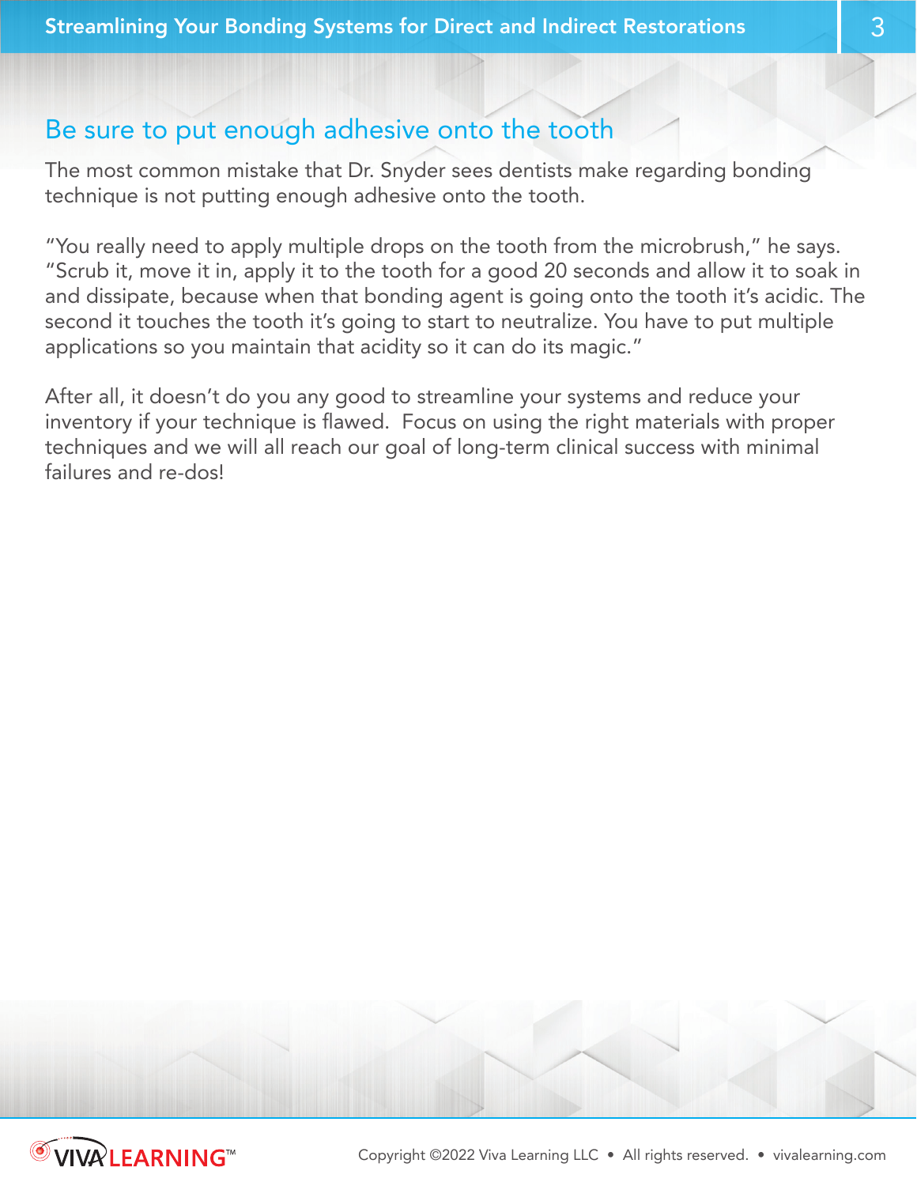## Be sure to put enough adhesive onto the tooth

The most common mistake that Dr. Snyder sees dentists make regarding bonding technique is not putting enough adhesive onto the tooth.

"You really need to apply multiple drops on the tooth from the microbrush," he says. "Scrub it, move it in, apply it to the tooth for a good 20 seconds and allow it to soak in and dissipate, because when that bonding agent is going onto the tooth it's acidic. The second it touches the tooth it's going to start to neutralize. You have to put multiple applications so you maintain that acidity so it can do its magic."

After all, it doesn't do you any good to streamline your systems and reduce your inventory if your technique is flawed.  Focus on using the right materials with proper techniques and we will all reach our goal of long-term clinical success with minimal failures and re-dos!